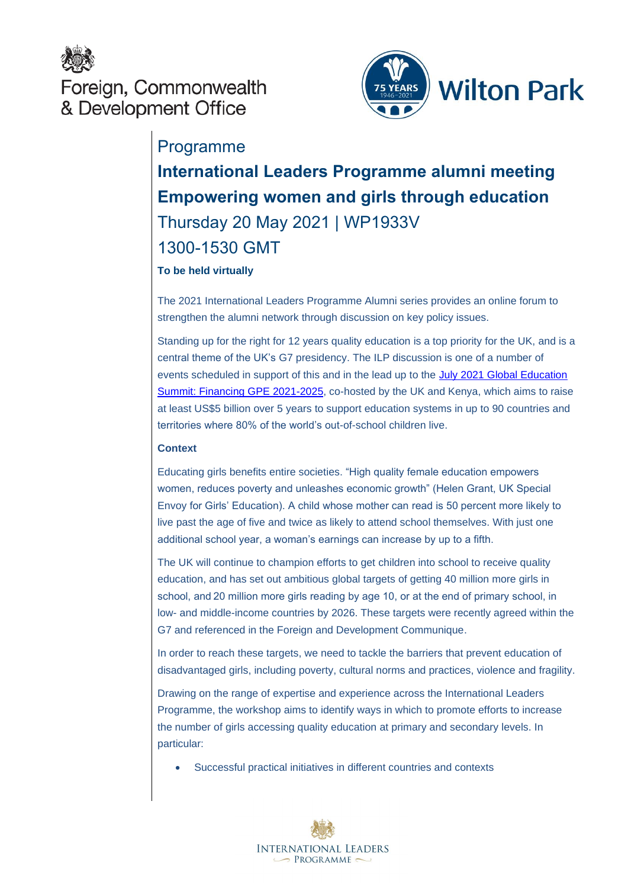Foreign, Commonwealth & Development Office

Wilton Park

Programme

# International Leaders Programme alumni meeting

# Empowering women and girls through education

## Thursday 20 May 2021 | WP1933V

## 1300-1530 GMT

**To be held virtually**

The 2021 International Leaders Programme Alumni series provides an online forum to strengthen the alumni network through discussion on key policy issues.

Standing up for the right for 12 years quality education is a top priority for the UK, and is a central theme of the UK's G7 presidency. The ILP discussion is one of a number of events scheduled in support of this and in the lead up to the July 2021 Global Education Summit: Financing GPE 2021-2025, co-hosted by the UK and Kenya, which aims to raise at least US$5 billion over 5 years to support education systems in up to 90 countries and territories where 80% of the world's out-of-school children live.

**Context**

Educating girls benefits entire societies. "High quality female education empowers women, reduces poverty and unleashes economic growth" (Helen Grant, UK Special Envoy for Girls' Education). A child whose mother can read is 50 percent more likely to live past the age of five and twice as likely to attend school themselves. With just one additional school year, a woman's earnings can increase by up to a fifth.

The UK will continue to champion efforts to get children into school to receive quality education, and has set out ambitious global targets of getting 40 million more girls in school, and 20 million more girls reading by age 10, or at the end of primary school, in low- and middle-income countries by 2026. These targets were recently agreed within the G7 and referenced in the Foreign and Development Communique.

In order to reach these targets, we need to tackle the barriers that prevent education of disadvantaged girls, including poverty, cultural norms and practices, violence and fragility.

Drawing on the range of expertise and experience across the International Leaders Programme, the workshop aims to identify ways in which to promote efforts to increase the number of girls accessing quality education at primary and secondary levels. In particular:

- Successful practical initiatives in different countries and contexts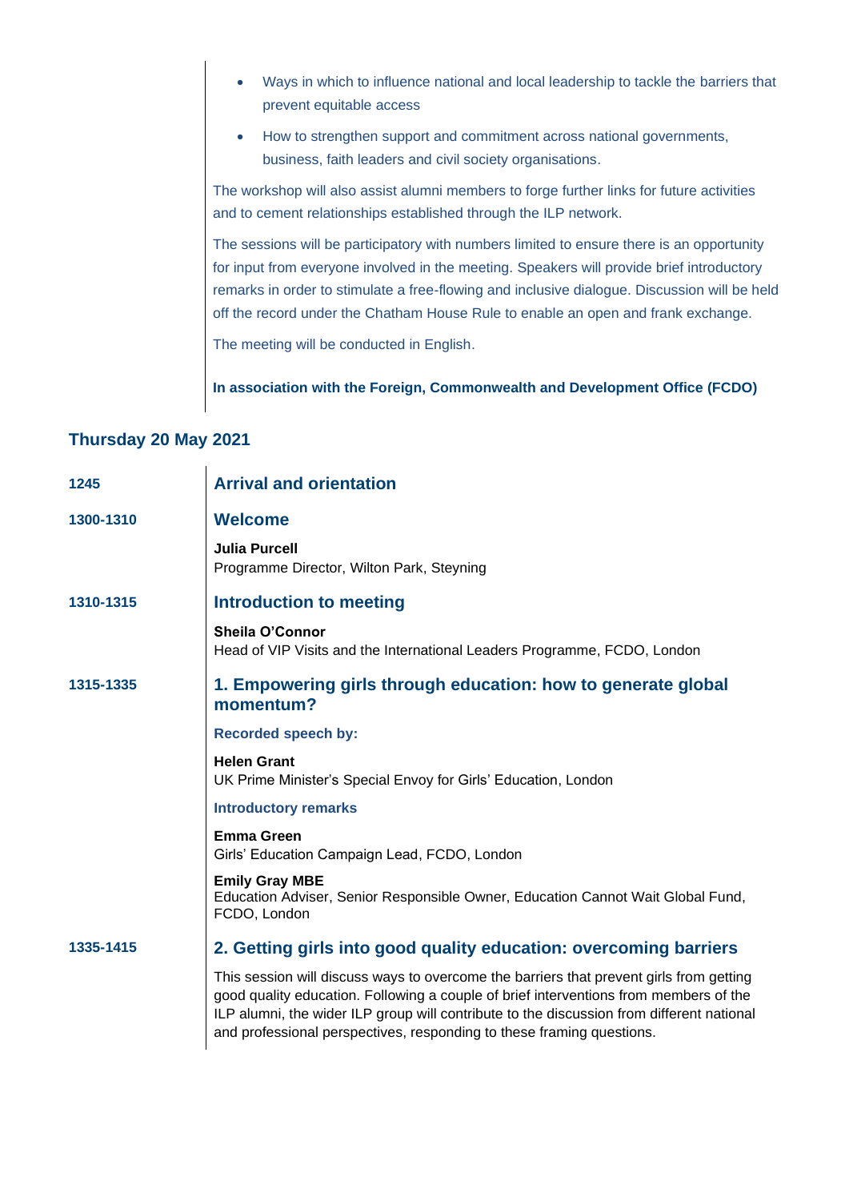- Ways in which to influence national and local leadership to tackle the barriers that prevent equitable access
- How to strengthen support and commitment across national governments, business, faith leaders and civil society organisations.

The workshop will also assist alumni members to forge further links for future activities and to cement relationships established through the ILP network.

The sessions will be participatory with numbers limited to ensure there is an opportunity for input from everyone involved in the meeting. Speakers will provide brief introductory remarks in order to stimulate a free-flowing and inclusive dialogue. Discussion will be held off the record under the Chatham House Rule to enable an open and frank exchange.

The meeting will be conducted in English.

**In association with the Foreign, Commonwealth and Development Office (FCDO)**

## Thursday 20 May 2021

**1245**

### Arrival and orientation

**1300-1310**

### Welcome

**Julia Purcell**
Programme Director, Wilton Park, Steyning

**1310-1315**

### Introduction to meeting

**Sheila O'Connor**
Head of VIP Visits and the International Leaders Programme, FCDO, London

**1315-1335**

### 1. Empowering girls through education: how to generate global momentum?

**Recorded speech by:**

**Helen Grant**
UK Prime Minister's Special Envoy for Girls' Education, London

**Introductory remarks**

**Emma Green**
Girls' Education Campaign Lead, FCDO, London

**Emily Gray MBE**
Education Adviser, Senior Responsible Owner, Education Cannot Wait Global Fund, FCDO, London

**1335-1415**

### 2. Getting girls into good quality education: overcoming barriers

This session will discuss ways to overcome the barriers that prevent girls from getting good quality education. Following a couple of brief interventions from members of the ILP alumni, the wider ILP group will contribute to the discussion from different national and professional perspectives, responding to these framing questions.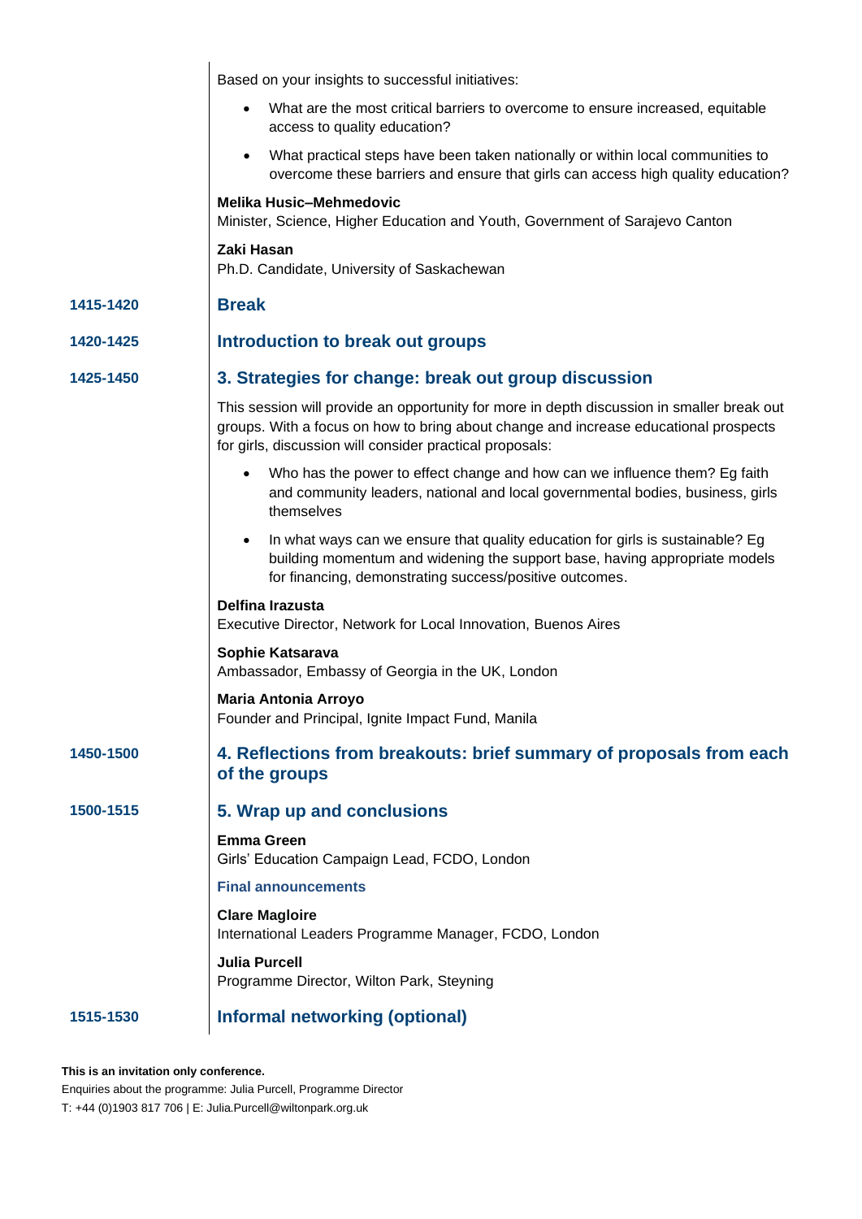Based on your insights to successful initiatives:

- What are the most critical barriers to overcome to ensure increased, equitable access to quality education?
- What practical steps have been taken nationally or within local communities to overcome these barriers and ensure that girls can access high quality education?

**Melika Husic–Mehmedovic**
Minister, Science, Higher Education and Youth, Government of Sarajevo Canton

**Zaki Hasan**
Ph.D. Candidate, University of Saskachewan

**1415-1420**

## Break

**1420-1425**

## Introduction to break out groups

**1425-1450**

## 3. Strategies for change: break out group discussion

This session will provide an opportunity for more in depth discussion in smaller break out groups. With a focus on how to bring about change and increase educational prospects for girls, discussion will consider practical proposals:

- Who has the power to effect change and how can we influence them? Eg faith and community leaders, national and local governmental bodies, business, girls themselves
- In what ways can we ensure that quality education for girls is sustainable? Eg building momentum and widening the support base, having appropriate models for financing, demonstrating success/positive outcomes.

**Delfina Irazusta**
Executive Director, Network for Local Innovation, Buenos Aires

**Sophie Katsarava**
Ambassador, Embassy of Georgia in the UK, London

**Maria Antonia Arroyo**
Founder and Principal, Ignite Impact Fund, Manila

**1450-1500**

## 4. Reflections from breakouts: brief summary of proposals from each of the groups

**1500-1515**

## 5. Wrap up and conclusions

**Emma Green**
Girls' Education Campaign Lead, FCDO, London

### Final announcements

**Clare Magloire**
International Leaders Programme Manager, FCDO, London

**Julia Purcell**
Programme Director, Wilton Park, Steyning

**1515-1530**

## Informal networking (optional)

**This is an invitation only conference.**
Enquiries about the programme: Julia Purcell, Programme Director
T: +44 (0)1903 817 706 | E: Julia.Purcell@wiltonpark.org.uk